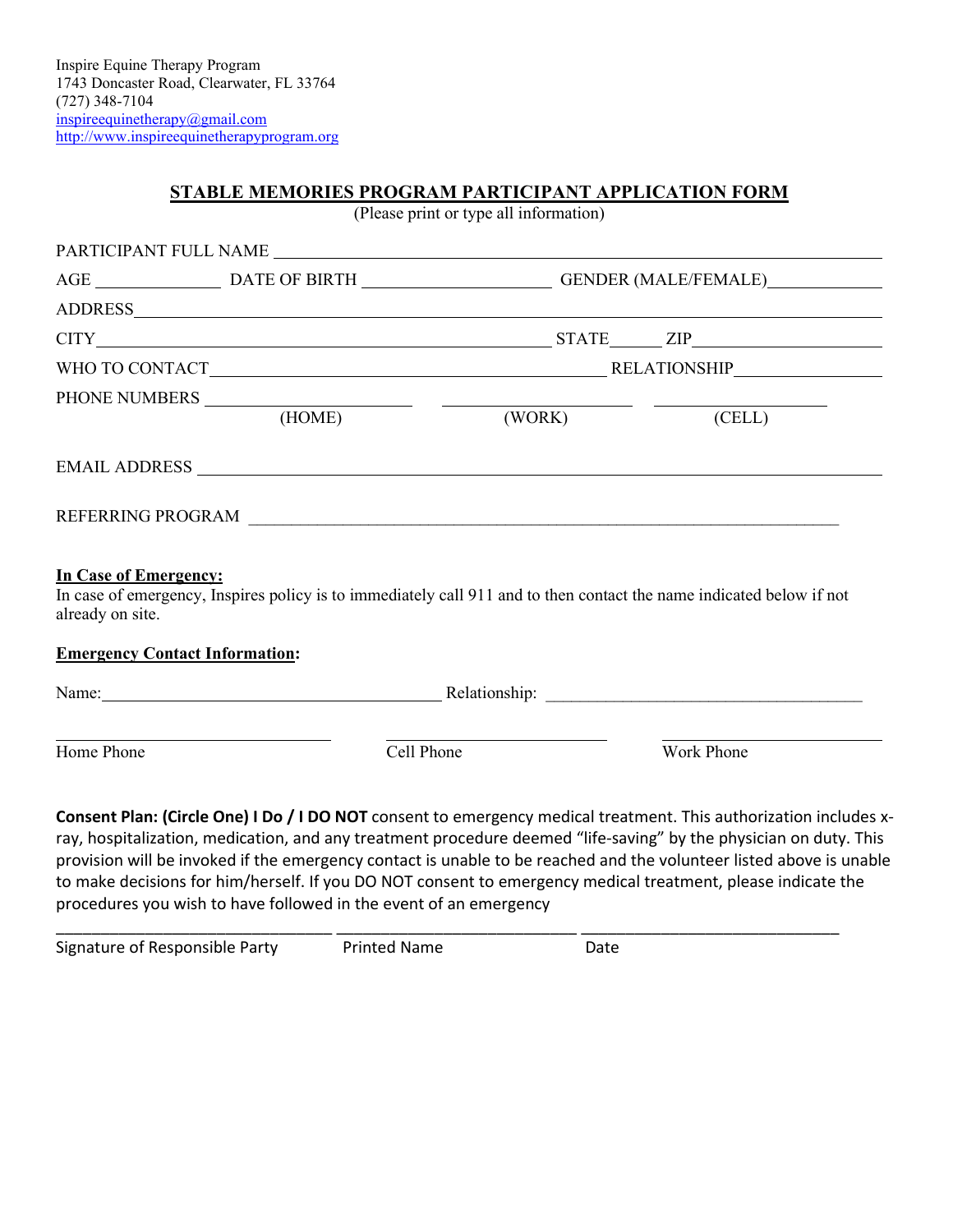Inspire Equine Therapy Program
1743 Doncaster Road, Clearwater, FL 33764
(727) 348-7104
inspireequinetherapy@gmail.com
http://www.inspireequinetherapyprogram.org

# STABLE MEMORIES PROGRAM PARTICIPANT APPLICATION FORM

(Please print or type all information)

PARTICIPANT FULL NAME ______________________________________________

AGE __________ DATE OF BIRTH ________________ GENDER (MALE/FEMALE) __________

ADDRESS ______________________________________________

CITY ______________________________ STATE ______ ZIP ______________

WHO TO CONTACT ______________________________ RELATIONSHIP ______________

PHONE NUMBERS ________________ ________________ ________________
(HOME) (WORK) (CELL)

EMAIL ADDRESS ______________________________________________

REFERRING PROGRAM ______________________________________________

**In Case of Emergency:**

In case of emergency, Inspires policy is to immediately call 911 and to then contact the name indicated below if not already on site.

**Emergency Contact Information:**

Name: ______________________________ Relationship: ______________________________

________________ ________________ ________________
Home Phone Cell Phone Work Phone

**Consent Plan: (Circle One) I Do / I DO NOT** consent to emergency medical treatment. This authorization includes x-ray, hospitalization, medication, and any treatment procedure deemed "life-saving" by the physician on duty. This provision will be invoked if the emergency contact is unable to be reached and the volunteer listed above is unable to make decisions for him/herself. If you DO NOT consent to emergency medical treatment, please indicate the procedures you wish to have followed in the event of an emergency

________________________ ________________________ ________________________
Signature of Responsible Party Printed Name Date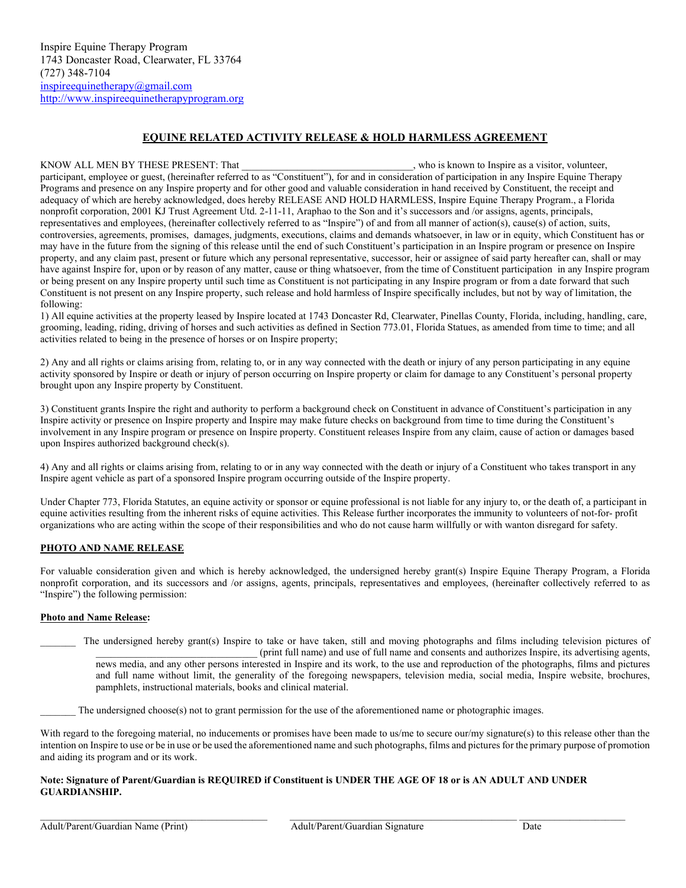Inspire Equine Therapy Program
1743 Doncaster Road, Clearwater, FL 33764
(727) 348-7104
inspireequinetherapy@gmail.com
http://www.inspireequinetherapyprogram.org

## EQUINE RELATED ACTIVITY RELEASE & HOLD HARMLESS AGREEMENT

KNOW ALL MEN BY THESE PRESENT: That _________________________________, who is known to Inspire as a visitor, volunteer, participant, employee or guest, (hereinafter referred to as "Constituent"), for and in consideration of participation in any Inspire Equine Therapy Programs and presence on any Inspire property and for other good and valuable consideration in hand received by Constituent, the receipt and adequacy of which are hereby acknowledged, does hereby RELEASE AND HOLD HARMLESS, Inspire Equine Therapy Program., a Florida nonprofit corporation, 2001 KJ Trust Agreement Utd. 2-11-11, Araphao to the Son and it's successors and /or assigns, agents, principals, representatives and employees, (hereinafter collectively referred to as "Inspire") of and from all manner of action(s), cause(s) of action, suits, controversies, agreements, promises, damages, judgments, executions, claims and demands whatsoever, in law or in equity, which Constituent has or may have in the future from the signing of this release until the end of such Constituent's participation in an Inspire program or presence on Inspire property, and any claim past, present or future which any personal representative, successor, heir or assignee of said party hereafter can, shall or may have against Inspire for, upon or by reason of any matter, cause or thing whatsoever, from the time of Constituent participation in any Inspire program or being present on any Inspire property until such time as Constituent is not participating in any Inspire program or from a date forward that such Constituent is not present on any Inspire property, such release and hold harmless of Inspire specifically includes, but not by way of limitation, the following:

1) All equine activities at the property leased by Inspire located at 1743 Doncaster Rd, Clearwater, Pinellas County, Florida, including, handling, care, grooming, leading, riding, driving of horses and such activities as defined in Section 773.01, Florida Statues, as amended from time to time; and all activities related to being in the presence of horses or on Inspire property;

2) Any and all rights or claims arising from, relating to, or in any way connected with the death or injury of any person participating in any equine activity sponsored by Inspire or death or injury of person occurring on Inspire property or claim for damage to any Constituent's personal property brought upon any Inspire property by Constituent.

3) Constituent grants Inspire the right and authority to perform a background check on Constituent in advance of Constituent's participation in any Inspire activity or presence on Inspire property and Inspire may make future checks on background from time to time during the Constituent's involvement in any Inspire program or presence on Inspire property. Constituent releases Inspire from any claim, cause of action or damages based upon Inspires authorized background check(s).

4) Any and all rights or claims arising from, relating to or in any way connected with the death or injury of a Constituent who takes transport in any Inspire agent vehicle as part of a sponsored Inspire program occurring outside of the Inspire property.

Under Chapter 773, Florida Statutes, an equine activity or sponsor or equine professional is not liable for any injury to, or the death of, a participant in equine activities resulting from the inherent risks of equine activities. This Release further incorporates the immunity to volunteers of not-for- profit organizations who are acting within the scope of their responsibilities and who do not cause harm willfully or with wanton disregard for safety.

**PHOTO AND NAME RELEASE**

For valuable consideration given and which is hereby acknowledged, the undersigned hereby grant(s) Inspire Equine Therapy Program, a Florida nonprofit corporation, and its successors and /or assigns, agents, principals, representatives and employees, (hereinafter collectively referred to as "Inspire") the following permission:

**Photo and Name Release:**

_______ The undersigned hereby grant(s) Inspire to take or have taken, still and moving photographs and films including television pictures of _________________________________ (print full name) and use of full name and consents and authorizes Inspire, its advertising agents, news media, and any other persons interested in Inspire and its work, to the use and reproduction of the photographs, films and pictures and full name without limit, the generality of the foregoing newspapers, television media, social media, Inspire website, brochures, pamphlets, instructional materials, books and clinical material.

_______ The undersigned choose(s) not to grant permission for the use of the aforementioned name or photographic images.

With regard to the foregoing material, no inducements or promises have been made to us/me to secure our/my signature(s) to this release other than the intention on Inspire to use or be in use or be used the aforementioned name and such photographs, films and pictures for the primary purpose of promotion and aiding its program and or its work.

**Note: Signature of Parent/Guardian is REQUIRED if Constituent is UNDER THE AGE OF 18 or is AN ADULT AND UNDER GUARDIANSHIP.**

| _________________________________ | _________________________________ | ____________________ |
|---|---|---|
| Adult/Parent/Guardian Name (Print) | Adult/Parent/Guardian Signature | Date |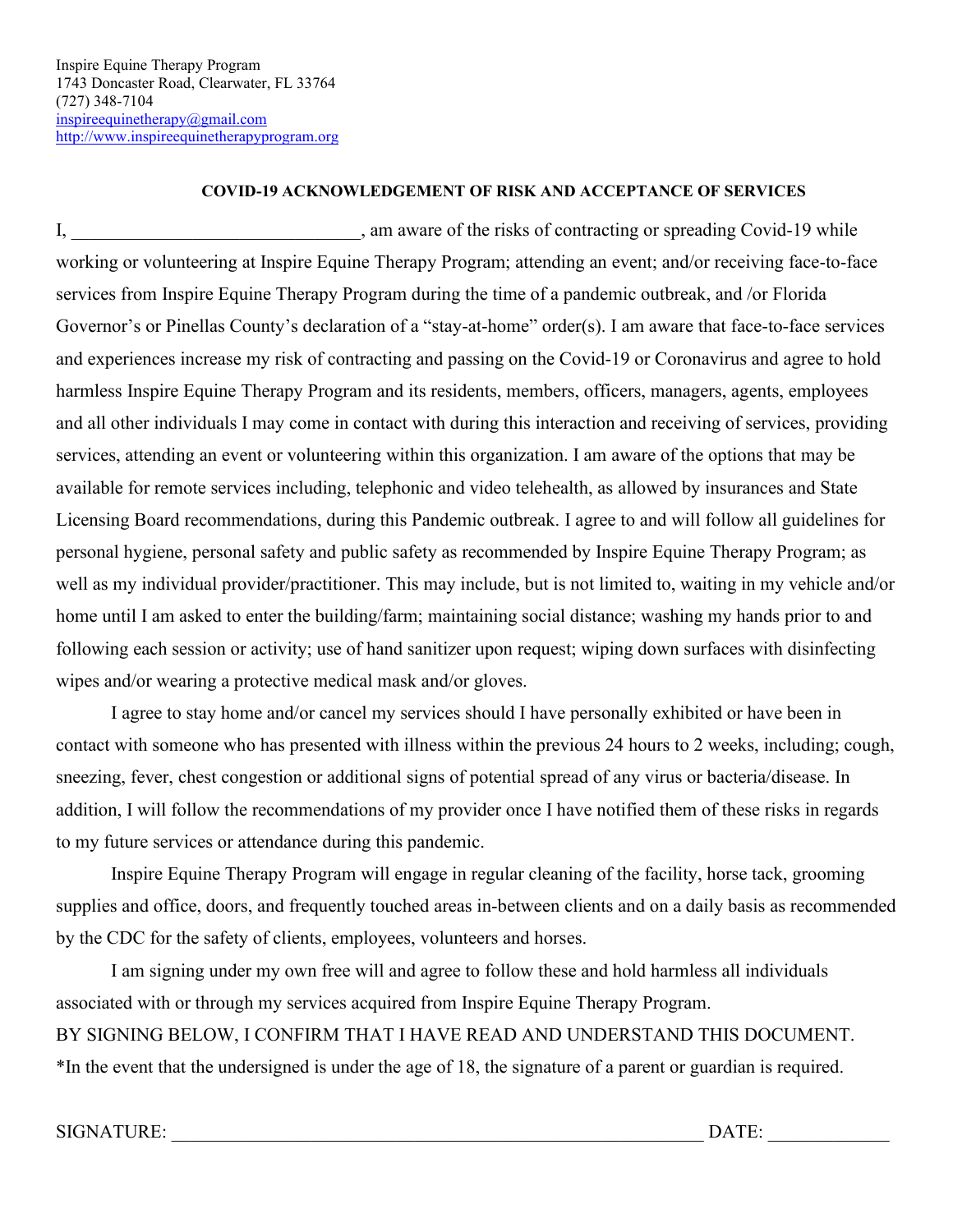Inspire Equine Therapy Program
1743 Doncaster Road, Clearwater, FL 33764
(727) 348-7104
inspireequinetherapy@gmail.com
http://www.inspireequinetherapyprogram.org

**COVID-19 ACKNOWLEDGEMENT OF RISK AND ACCEPTANCE OF SERVICES**

I, ______________________________, am aware of the risks of contracting or spreading Covid-19 while working or volunteering at Inspire Equine Therapy Program; attending an event; and/or receiving face-to-face services from Inspire Equine Therapy Program during the time of a pandemic outbreak, and /or Florida Governor's or Pinellas County's declaration of a "stay-at-home" order(s). I am aware that face-to-face services and experiences increase my risk of contracting and passing on the Covid-19 or Coronavirus and agree to hold harmless Inspire Equine Therapy Program and its residents, members, officers, managers, agents, employees and all other individuals I may come in contact with during this interaction and receiving of services, providing services, attending an event or volunteering within this organization. I am aware of the options that may be available for remote services including, telephonic and video telehealth, as allowed by insurances and State Licensing Board recommendations, during this Pandemic outbreak. I agree to and will follow all guidelines for personal hygiene, personal safety and public safety as recommended by Inspire Equine Therapy Program; as well as my individual provider/practitioner. This may include, but is not limited to, waiting in my vehicle and/or home until I am asked to enter the building/farm; maintaining social distance; washing my hands prior to and following each session or activity; use of hand sanitizer upon request; wiping down surfaces with disinfecting wipes and/or wearing a protective medical mask and/or gloves.

I agree to stay home and/or cancel my services should I have personally exhibited or have been in contact with someone who has presented with illness within the previous 24 hours to 2 weeks, including; cough, sneezing, fever, chest congestion or additional signs of potential spread of any virus or bacteria/disease. In addition, I will follow the recommendations of my provider once I have notified them of these risks in regards to my future services or attendance during this pandemic.

Inspire Equine Therapy Program will engage in regular cleaning of the facility, horse tack, grooming supplies and office, doors, and frequently touched areas in-between clients and on a daily basis as recommended by the CDC for the safety of clients, employees, volunteers and horses.

I am signing under my own free will and agree to follow these and hold harmless all individuals associated with or through my services acquired from Inspire Equine Therapy Program.

BY SIGNING BELOW, I CONFIRM THAT I HAVE READ AND UNDERSTAND THIS DOCUMENT.

*In the event that the undersigned is under the age of 18, the signature of a parent or guardian is required.

SIGNATURE: ____________________________________________________________ DATE: _____________